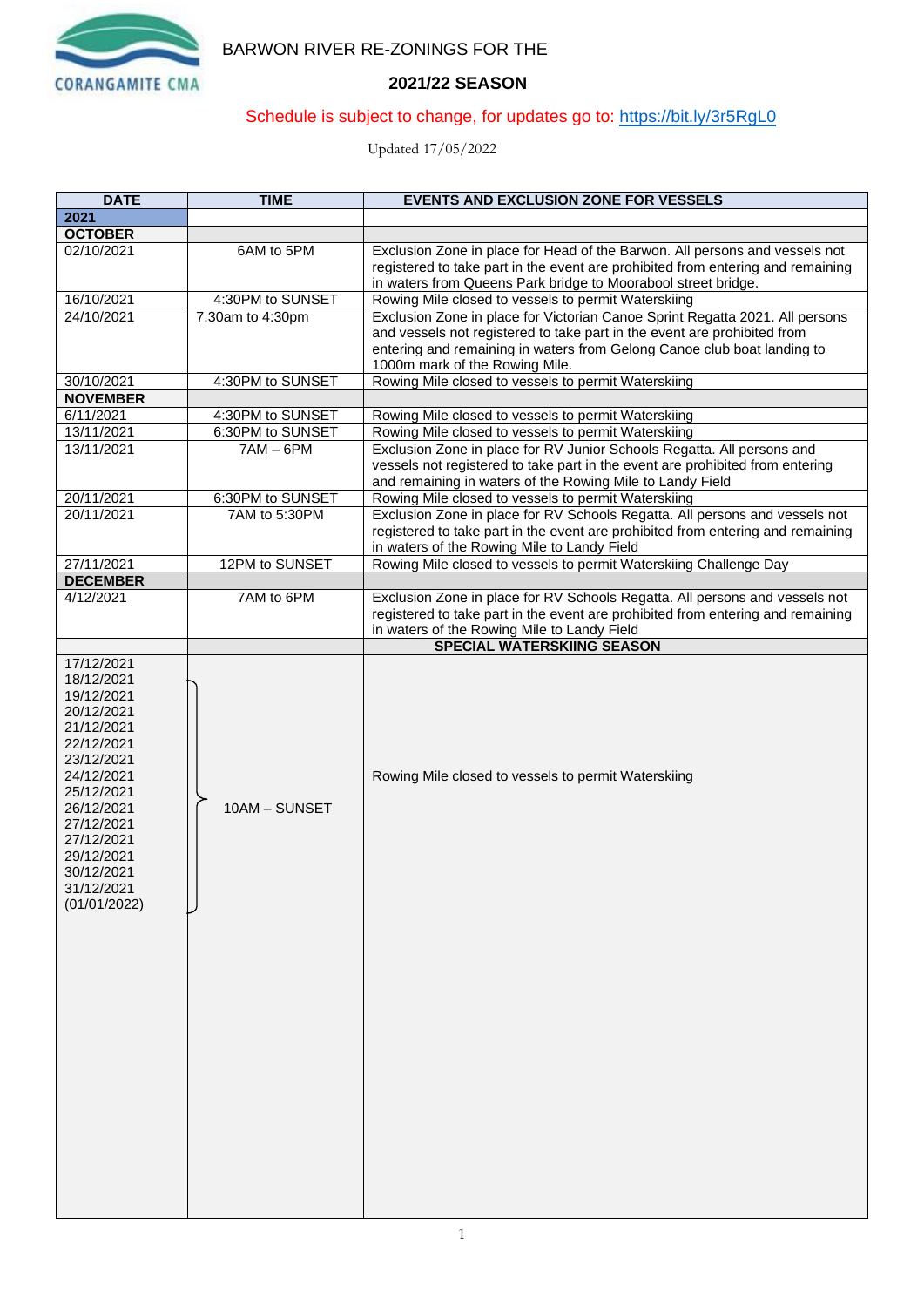BARWON RIVER RE-ZONINGS FOR THE

## 2021/22 SEASON

Schedule is subject to change, for updates go to: https://bit.ly/3r5RgL0

Updated 17/05/2022

| DATE | TIME | EVENTS AND EXCLUSION ZONE FOR VESSELS |
|---|---|---|
| **2021** | | |
| **OCTOBER** | | |
| 02/10/2021 | 6AM to 5PM | Exclusion Zone in place for Head of the Barwon. All persons and vessels not registered to take part in the event are prohibited from entering and remaining in waters from Queens Park bridge to Moorabool street bridge. |
| 16/10/2021 | 4:30PM to SUNSET | Rowing Mile closed to vessels to permit Waterskiing |
| 24/10/2021 | 7.30am to 4:30pm | Exclusion Zone in place for Victorian Canoe Sprint Regatta 2021. All persons and vessels not registered to take part in the event are prohibited from entering and remaining in waters from Gelong Canoe club boat landing to 1000m mark of the Rowing Mile. |
| 30/10/2021 | 4:30PM to SUNSET | Rowing Mile closed to vessels to permit Waterskiing |
| **NOVEMBER** | | |
| 6/11/2021 | 4:30PM to SUNSET | Rowing Mile closed to vessels to permit Waterskiing |
| 13/11/2021 | 6:30PM to SUNSET | Rowing Mile closed to vessels to permit Waterskiing |
| 13/11/2021 | 7AM – 6PM | Exclusion Zone in place for RV Junior Schools Regatta. All persons and vessels not registered to take part in the event are prohibited from entering and remaining in waters of the Rowing Mile to Landy Field |
| 20/11/2021 | 6:30PM to SUNSET | Rowing Mile closed to vessels to permit Waterskiing |
| 20/11/2021 | 7AM to 5:30PM | Exclusion Zone in place for RV Schools Regatta. All persons and vessels not registered to take part in the event are prohibited from entering and remaining in waters of the Rowing Mile to Landy Field |
| 27/11/2021 | 12PM to SUNSET | Rowing Mile closed to vessels to permit Waterskiing Challenge Day |
| **DECEMBER** | | |
| 4/12/2021 | 7AM to 6PM | Exclusion Zone in place for RV Schools Regatta. All persons and vessels not registered to take part in the event are prohibited from entering and remaining in waters of the Rowing Mile to Landy Field |
| | | **SPECIAL WATERSKIING SEASON** |
| 17/12/2021<br>18/12/2021<br>19/12/2021<br>20/12/2021<br>21/12/2021<br>22/12/2021<br>23/12/2021<br>24/12/2021<br>25/12/2021<br>26/12/2021<br>27/12/2021<br>27/12/2021<br>29/12/2021<br>30/12/2021<br>31/12/2021<br>(01/01/2022) | 10AM – SUNSET | Rowing Mile closed to vessels to permit Waterskiing |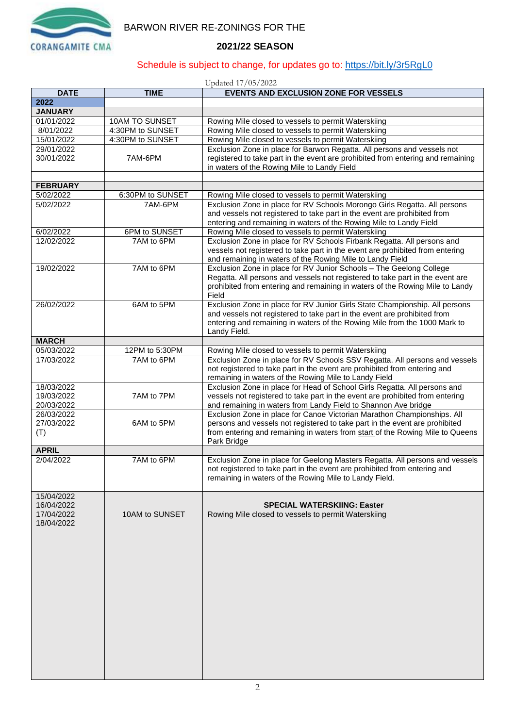BARWON RIVER RE-ZONINGS FOR THE

**2021/22 SEASON**

Schedule is subject to change, for updates go to: https://bit.ly/3r5RgL0

Updated 17/05/2022

| DATE | TIME | EVENTS AND EXCLUSION ZONE FOR VESSELS |
|---|---|---|
| **2022** | | |
| **JANUARY** | | |
| 01/01/2022 | 10AM TO SUNSET | Rowing Mile closed to vessels to permit Waterskiing |
| 8/01/2022 | 4:30PM to SUNSET | Rowing Mile closed to vessels to permit Waterskiing |
| 15/01/2022 | 4:30PM to SUNSET | Rowing Mile closed to vessels to permit Waterskiing |
| 29/01/2022<br>30/01/2022 | 7AM-6PM | Exclusion Zone in place for Barwon Regatta. All persons and vessels not registered to take part in the event are prohibited from entering and remaining in waters of the Rowing Mile to Landy Field |
| | | |
| **FEBRUARY** | | |
| 5/02/2022 | 6:30PM to SUNSET | Rowing Mile closed to vessels to permit Waterskiing |
| 5/02/2022 | 7AM-6PM | Exclusion Zone in place for RV Schools Morongo Girls Regatta. All persons and vessels not registered to take part in the event are prohibited from entering and remaining in waters of the Rowing Mile to Landy Field |
| 6/02/2022 | 6PM to SUNSET | Rowing Mile closed to vessels to permit Waterskiing |
| 12/02/2022 | 7AM to 6PM | Exclusion Zone in place for RV Schools Firbank Regatta. All persons and vessels not registered to take part in the event are prohibited from entering and remaining in waters of the Rowing Mile to Landy Field |
| 19/02/2022 | 7AM to 6PM | Exclusion Zone in place for RV Junior Schools – The Geelong College Regatta. All persons and vessels not registered to take part in the event are prohibited from entering and remaining in waters of the Rowing Mile to Landy Field |
| 26/02/2022 | 6AM to 5PM | Exclusion Zone in place for RV Junior Girls State Championship. All persons and vessels not registered to take part in the event are prohibited from entering and remaining in waters of the Rowing Mile from the 1000 Mark to Landy Field. |
| **MARCH** | | |
| 05/03/2022 | 12PM to 5:30PM | Rowing Mile closed to vessels to permit Waterskiing |
| 17/03/2022 | 7AM to 6PM | Exclusion Zone in place for RV Schools SSV Regatta. All persons and vessels not registered to take part in the event are prohibited from entering and remaining in waters of the Rowing Mile to Landy Field |
| 18/03/2022<br>19/03/2022<br>20/03/2022 | 7AM to 7PM | Exclusion Zone in place for Head of School Girls Regatta. All persons and vessels not registered to take part in the event are prohibited from entering and remaining in waters from Landy Field to Shannon Ave bridge |
| 26/03/2022<br>27/03/2022<br>(T) | 6AM to 5PM | Exclusion Zone in place for Canoe Victorian Marathon Championships. All persons and vessels not registered to take part in the event are prohibited from entering and remaining in waters from start of the Rowing Mile to Queens Park Bridge |
| **APRIL** | | |
| 2/04/2022 | 7AM to 6PM | Exclusion Zone in place for Geelong Masters Regatta. All persons and vessels not registered to take part in the event are prohibited from entering and remaining in waters of the Rowing Mile to Landy Field. |
| 15/04/2022<br>16/04/2022<br>17/04/2022<br>18/04/2022 | 10AM to SUNSET | **SPECIAL WATERSKIING: Easter**<br>Rowing Mile closed to vessels to permit Waterskiing |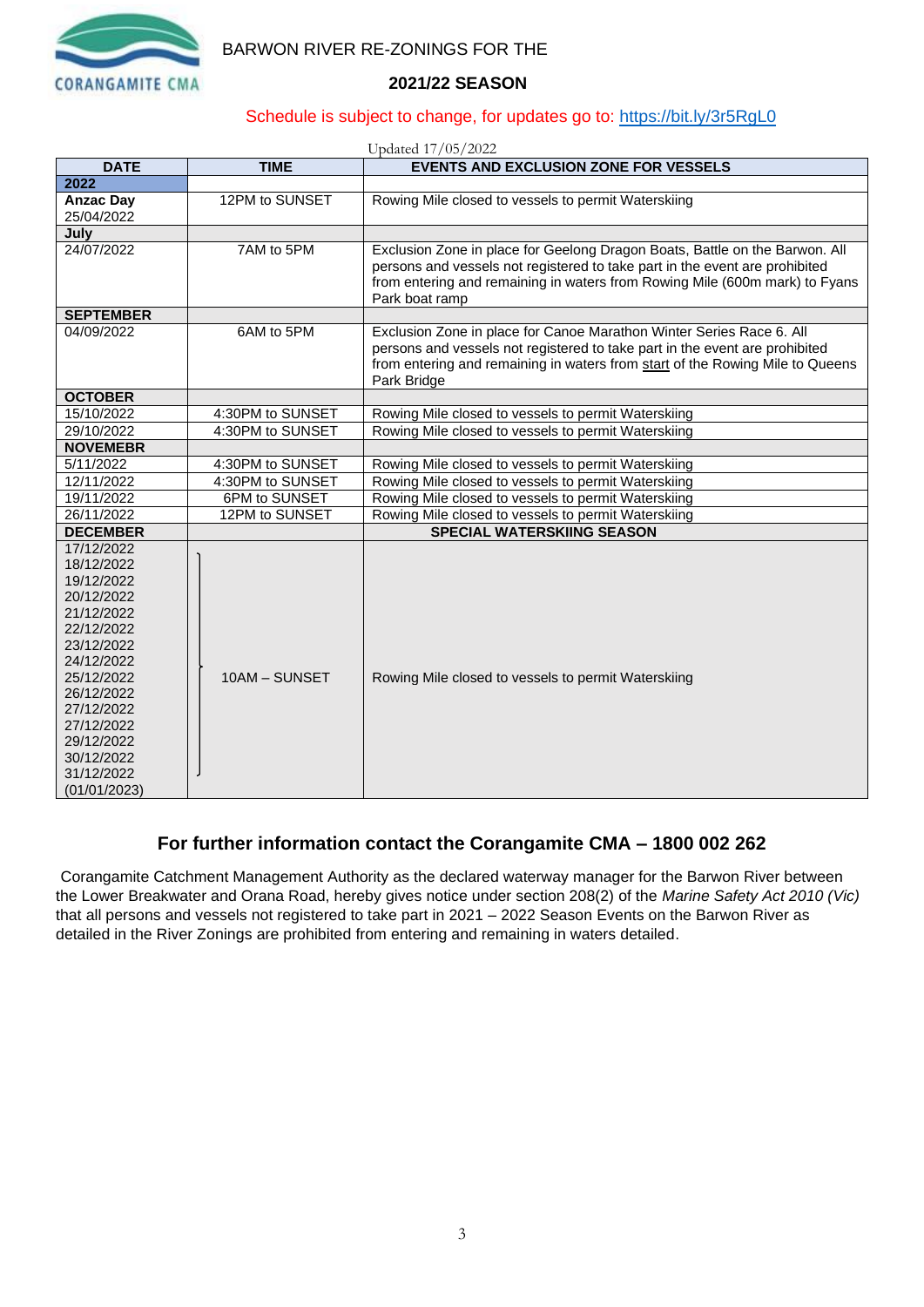BARWON RIVER RE-ZONINGS FOR THE

**2021/22 SEASON**

Schedule is subject to change, for updates go to: https://bit.ly/3r5RgL0

Updated 17/05/2022

| DATE | TIME | EVENTS AND EXCLUSION ZONE FOR VESSELS |
|---|---|---|
| **2022** | | |
| **Anzac Day** 25/04/2022 | 12PM to SUNSET | Rowing Mile closed to vessels to permit Waterskiing |
| **July** | | |
| 24/07/2022 | 7AM to 5PM | Exclusion Zone in place for Geelong Dragon Boats, Battle on the Barwon. All persons and vessels not registered to take part in the event are prohibited from entering and remaining in waters from Rowing Mile (600m mark) to Fyans Park boat ramp |
| **SEPTEMBER** | | |
| 04/09/2022 | 6AM to 5PM | Exclusion Zone in place for Canoe Marathon Winter Series Race 6. All persons and vessels not registered to take part in the event are prohibited from entering and remaining in waters from start of the Rowing Mile to Queens Park Bridge |
| **OCTOBER** | | |
| 15/10/2022 | 4:30PM to SUNSET | Rowing Mile closed to vessels to permit Waterskiing |
| 29/10/2022 | 4:30PM to SUNSET | Rowing Mile closed to vessels to permit Waterskiing |
| **NOVEMEBR** | | |
| 5/11/2022 | 4:30PM to SUNSET | Rowing Mile closed to vessels to permit Waterskiing |
| 12/11/2022 | 4:30PM to SUNSET | Rowing Mile closed to vessels to permit Waterskiing |
| 19/11/2022 | 6PM to SUNSET | Rowing Mile closed to vessels to permit Waterskiing |
| 26/11/2022 | 12PM to SUNSET | Rowing Mile closed to vessels to permit Waterskiing |
| **DECEMBER** | | **SPECIAL WATERSKIING SEASON** |
| 17/12/2022<br>18/12/2022<br>19/12/2022<br>20/12/2022<br>21/12/2022<br>22/12/2022<br>23/12/2022<br>24/12/2022<br>25/12/2022<br>26/12/2022<br>27/12/2022<br>27/12/2022<br>29/12/2022<br>30/12/2022<br>31/12/2022<br>(01/01/2023) | 10AM – SUNSET | Rowing Mile closed to vessels to permit Waterskiing |

## For further information contact the Corangamite CMA – 1800 002 262

Corangamite Catchment Management Authority as the declared waterway manager for the Barwon River between the Lower Breakwater and Orana Road, hereby gives notice under section 208(2) of the *Marine Safety Act 2010 (Vic)* that all persons and vessels not registered to take part in 2021 – 2022 Season Events on the Barwon River as detailed in the River Zonings are prohibited from entering and remaining in waters detailed.